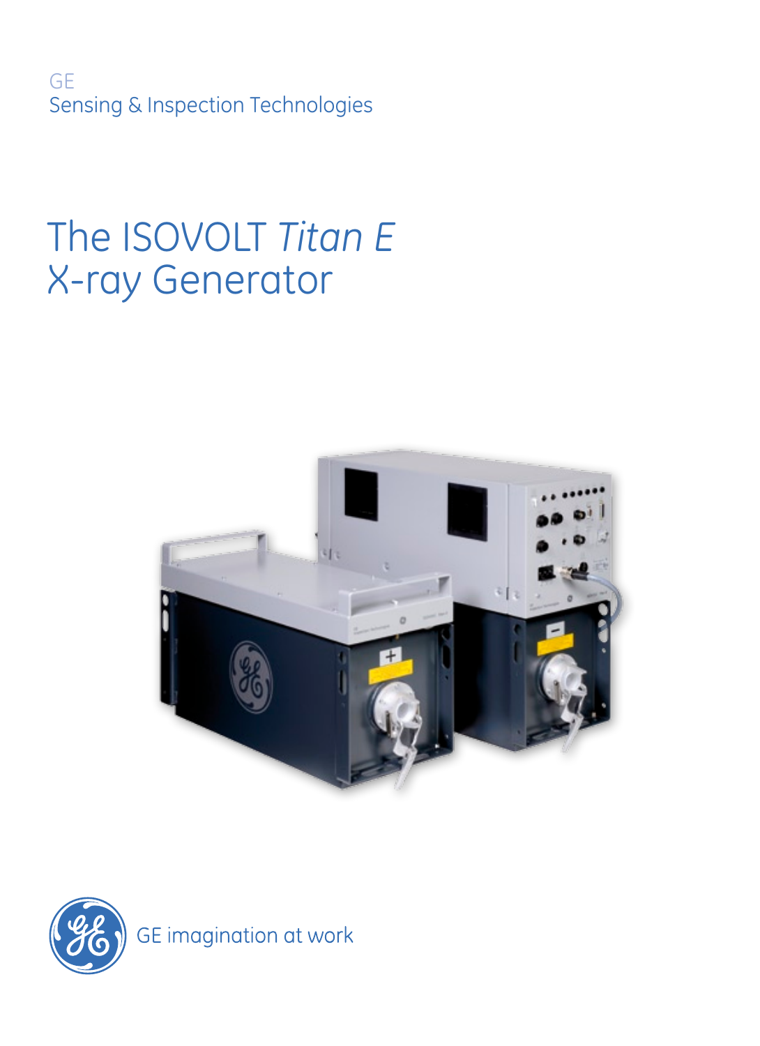GE
Sensing & Inspection Technologies

# The ISOVOLT *Titan E* X-ray Generator

GE imagination at work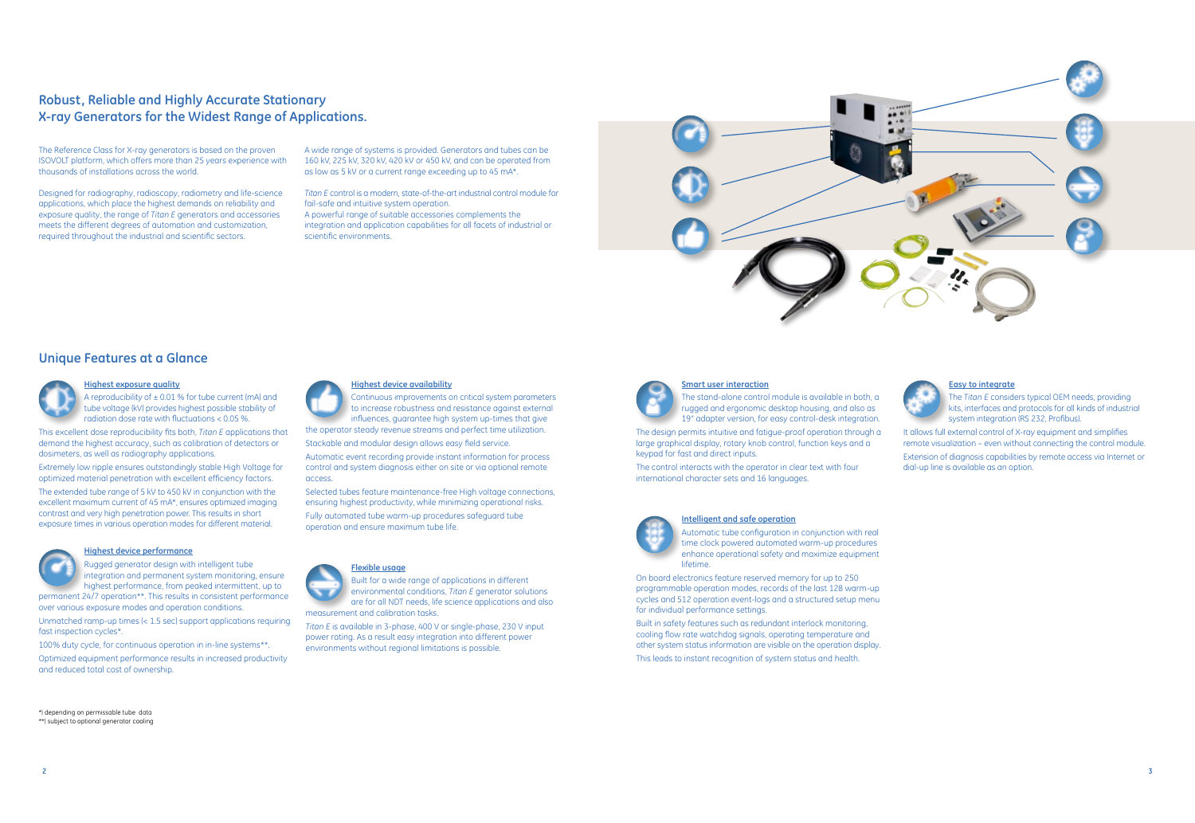## Robust, Reliable and Highly Accurate Stationary X-ray Generators for the Widest Range of Applications.

The Reference Class for X-ray generators is based on the proven ISOVOLT platform, which offers more than 25 years experience with thousands of installations across the world.

Designed for radiography, radioscopy, radiometry and life-science applications, which place the highest demands on reliability and exposure quality, the range of *Titan E* generators and accessories meets the different degrees of automation and customization, required throughout the industrial and scientific sectors.

A wide range of systems is provided. Generators and tubes can be 160 kV, 225 kV, 320 kV, 420 kV or 450 kV, and can be operated from as low as 5 kV or a current range exceeding up to 45 mA*.

*Titan E* control is a modern, state-of-the-art industrial control module for fail-safe and intuitive system operation.
A powerful range of suitable accessories complements the integration and application capabilities for all facets of industrial or scientific environments.

## Unique Features at a Glance

### Highest exposure quality

A reproducibility of ± 0.01 % for tube current (mA) and tube voltage (kV) provides highest possible stability of radiation dose rate with fluctuations < 0.05 %.

This excellent dose reproducibility fits both, *Titan E* applications that demand the highest accuracy, such as calibration of detectors or dosimeters, as well as radiography applications.

Extremely low ripple ensures outstandingly stable High Voltage for optimized material penetration with excellent efficiency factors.

The extended tube range of 5 kV to 450 kV in conjunction with the excellent maximum current of 45 mA*, ensures optimized imaging contrast and very high penetration power. This results in short exposure times in various operation modes for different material.

### Highest device performance

Rugged generator design with intelligent tube integration and permanent system monitoring, ensure highest performance, from peaked intermittent, up to permanent 24/7 operation**. This results in consistent performance over various exposure modes and operation conditions.

Unmatched ramp-up times (< 1.5 sec) support applications requiring fast inspection cycles*.

100% duty cycle, for continuous operation in in-line systems**.

Optimized equipment performance results in increased productivity and reduced total cost of ownership.

### Highest device availability

Continuous improvements on critical system parameters to increase robustness and resistance against external influences, guarantee high system up-times that give the operator steady revenue streams and perfect time utilization.

Stackable and modular design allows easy field service.

Automatic event recording provide instant information for process control and system diagnosis either on site or via optional remote access.

Selected tubes feature maintenance-free High voltage connections, ensuring highest productivity, while minimizing operational risks.

Fully automated tube warm-up procedures safeguard tube operation and ensure maximum tube life.

### Flexible usage

Built for a wide range of applications in different environmental conditions, *Titan E* generator solutions are for all NDT needs, life science applications and also measurement and calibration tasks.

*Titan E* is available in 3-phase, 400 V or single-phase, 230 V input power rating. As a result easy integration into different power environments without regional limitations is possible.

### Smart user interaction

The stand-alone control module is available in both, a rugged and ergonomic desktop housing, and also as 19" adapter version, for easy control-desk integration.

The design permits intuitive and fatigue-proof operation through a large graphical display, rotary knob control, function keys and a keypad for fast and direct inputs.

The control interacts with the operator in clear text with four international character sets and 16 languages.

### Intelligent and safe operation

Automatic tube configuration in conjunction with real time clock powered automated warm-up procedures enhance operational safety and maximize equipment lifetime.

On board electronics feature reserved memory for up to 250 programmable operation modes, records of the last 128 warm-up cycles and 512 operation event-logs and a structured setup menu for individual performance settings.

Built in safety features such as redundant interlock monitoring, cooling flow rate watchdog signals, operating temperature and other system status information are visible on the operation display.

This leads to instant recognition of system status and health.

### Easy to integrate

The *Titan E* considers typical OEM needs, providing kits, interfaces and protocols for all kinds of industrial system integration (RS 232, Profibus).

It allows full external control of X-ray equipment and simplifies remote visualization – even without connecting the control module.

Extension of diagnosis capabilities by remote access via Internet or dial-up line is available as an option.

*) depending on permissable tube data
**) subject to optional generator cooling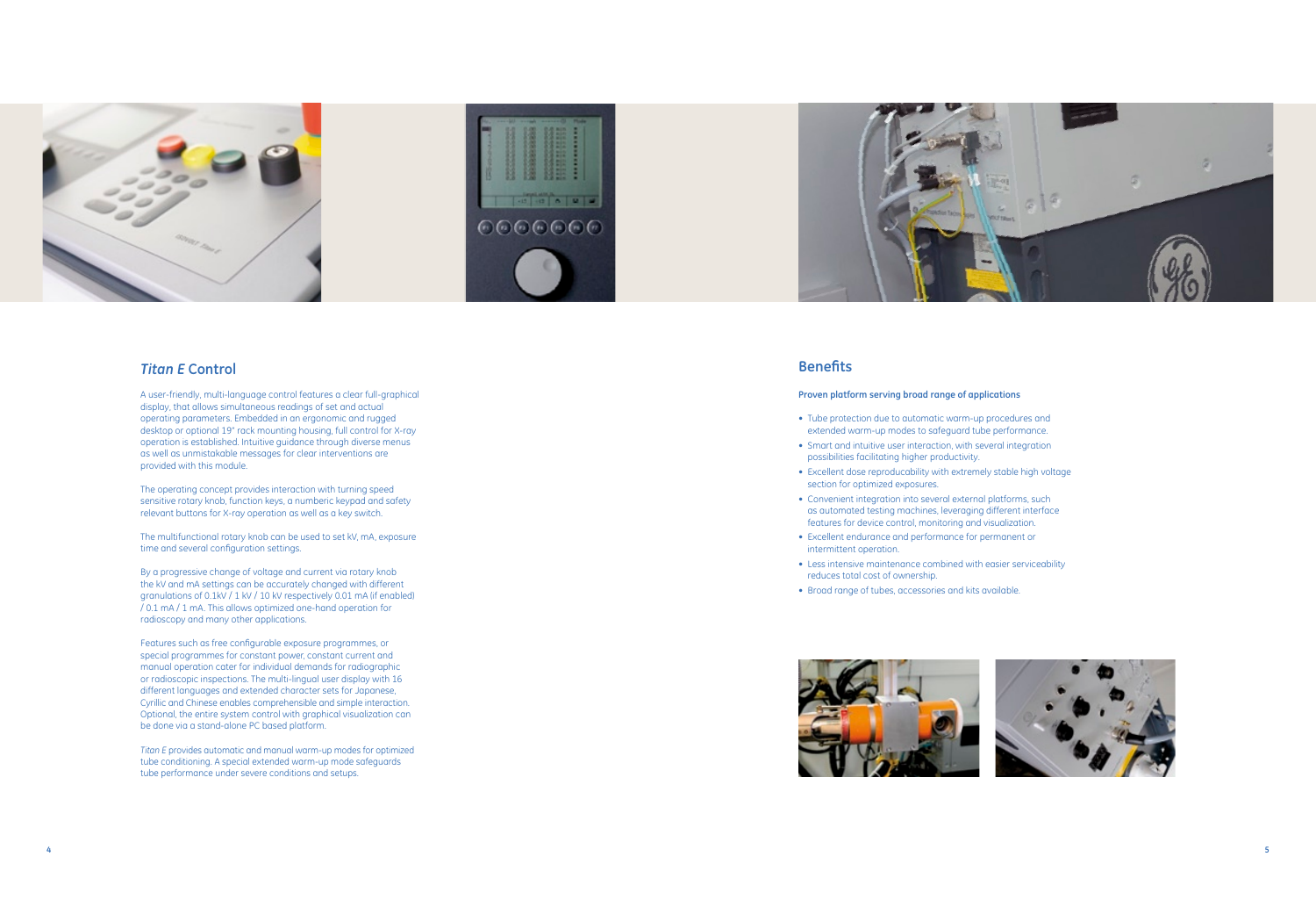## *Titan E* Control

A user-friendly, multi-language control features a clear full-graphical display, that allows simultaneous readings of set and actual operating parameters. Embedded in an ergonomic and rugged desktop or optional 19" rack mounting housing, full control for X-ray operation is established. Intuitive guidance through diverse menus as well as unmistakable messages for clear interventions are provided with this module.

The operating concept provides interaction with turning speed sensitive rotary knob, function keys, a numberic keypad and safety relevant buttons for X-ray operation as well as a key switch.

The multifunctional rotary knob can be used to set kV, mA, exposure time and several configuration settings.

By a progressive change of voltage and current via rotary knob the kV and mA settings can be accurately changed with different granulations of 0.1kV / 1 kV / 10 kV respectively 0.01 mA (if enabled) / 0.1 mA / 1 mA. This allows optimized one-hand operation for radioscopy and many other applications.

Features such as free configurable exposure programmes, or special programmes for constant power, constant current and manual operation cater for individual demands for radiographic or radioscopic inspections. The multi-lingual user display with 16 different languages and extended character sets for Japanese, Cyrillic and Chinese enables comprehensible and simple interaction. Optional, the entire system control with graphical visualization can be done via a stand-alone PC based platform.

*Titan E* provides automatic and manual warm-up modes for optimized tube conditioning. A special extended warm-up mode safeguards tube performance under severe conditions and setups.

## Benefits

**Proven platform serving broad range of applications**

- Tube protection due to automatic warm-up procedures and extended warm-up modes to safeguard tube performance.
- Smart and intuitive user interaction, with several integration possibilities facilitating higher productivity.
- Excellent dose reproducability with extremely stable high voltage section for optimized exposures.
- Convenient integration into several external platforms, such as automated testing machines, leveraging different interface features for device control, monitoring and visualization.
- Excellent endurance and performance for permanent or intermittent operation.
- Less intensive maintenance combined with easier serviceability reduces total cost of ownership.
- Broad range of tubes, accessories and kits available.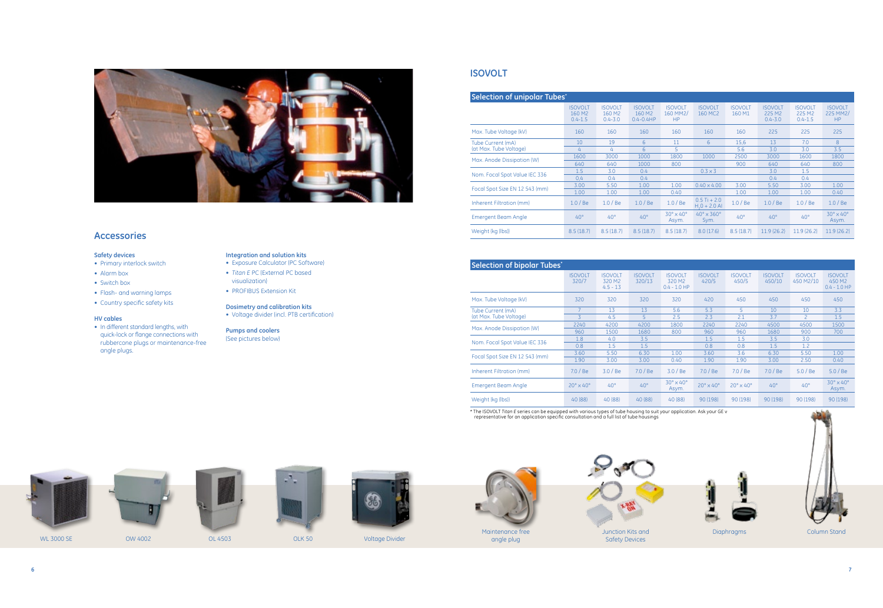## Accessories

**Safety devices**

- Primary interlock switch
- Alarm box
- Switch box
- Flash- and warning lamps
- Country specific safety kits

**HV cables**

- In different standard lengths, with quick-lock or flange connections with rubbercone plugs or maintenance-free angle plugs.

**Integration and solution kits**

- Exposure Calculator (PC Software)
- *Titan E* PC (External PC based visualization)
- PROFIBUS Extension Kit

**Dosimetry and calibration kits**

- Voltage divider (incl. PTB certification)

**Pumps and coolers**

(See pictures below)

# ISOVOLT

## Selection of unipolar Tubes*

| | ISOVOLT 160 M2 0.4-1.5 | ISOVOLT 160 M2 0.4-3.0 | ISOVOLT 160 M2 0.4-0.4HP | ISOVOLT 160 MM2/ HP | ISOVOLT 160 MC2 | ISOVOLT 160 M1 | ISOVOLT 225 M2 0.4-3.0 | ISOVOLT 225 M2 0.4-1.5 | ISOVOLT 225 MM2/ HP |
|---|---|---|---|---|---|---|---|---|---|
| Max. Tube Voltage (kV) | 160 | 160 | 160 | 160 | 160 | 160 | 225 | 225 | 225 |
| Tube Current (mA) | 10 | 19 | 6 | 11 | 6 | 15.6 | 13 | 7.0 | 8 |
| (at Max. Tube Voltage) | 4 | 4 | 6 | 5 | | 5.6 | 3.0 | 3.0 | 3.5 |
| Max. Anode Dissipation (W) | 1600 | 3000 | 1000 | 1800 | 1000 | 2500 | 3000 | 1600 | 1800 |
| | 640 | 640 | 1000 | 800 | | 900 | 640 | 640 | 800 |
| Nom. Focal Spot Value IEC 336 | 1.5 | 3.0 | 0.4 | | 0.3 x 3 | | 3.0 | 1.5 | |
| | 0.4 | 0.4 | 0.4 | | | | 0.4 | 0.4 | |
| Focal Spot Size EN 12 543 (mm) | 3.00 | 5.50 | 1.00 | 1.00 | 0.40 x 4.00 | 3.00 | 5.50 | 3.00 | 1.00 |
| | 1.00 | 1.00 | 1.00 | 0.40 | | 1.00 | 1.00 | 1.00 | 0.40 |
| Inherent Filtration (mm) | 1.0 / Be | 1.0 / Be | 1.0 / Be | 1.0 / Be | 0.5 Ti + 2.0 $H_2O$ + 2.0 Al | 1.0 / Be | 1.0 / Be | 1.0 / Be | 1.0 / Be |
| Emergent Beam Angle | 40° | 40° | 40° | 30° x 40° Asym. | 40° x 360° Sym. | 40° | 40° | 40° | 30° x 40° Asym. |
| Weight (kg (lbs)) | 8.5 (18.7) | 8.5 (18.7) | 8.5 (18.7) | 8.5 (18.7) | 8.0 (17.6) | 8.5 (18.7) | 11.9 (26.2) | 11.9 (26.2) | 11.9 (26.2) |

## Selection of bipolar Tubes*

| | ISOVOLT 320/7 | ISOVOLT 320 M2 4.5 - 13 | ISOVOLT 320/13 | ISOVOLT 320 M2 0.4 - 1.0 HP | ISOVOLT 420/5 | ISOVOLT 450/5 | ISOVOLT 450/10 | ISOVOLT 450 M2/10 | ISOVOLT 450 M2 0.4 - 1.0 HP |
|---|---|---|---|---|---|---|---|---|---|
| Max. Tube Voltage (kV) | 320 | 320 | 320 | 320 | 420 | 450 | 450 | 450 | 450 |
| Tube Current (mA) | 7 | 13 | 13 | 5.6 | 5.3 | 5 | 10 | 10 | 3.3 |
| (at Max. Tube Voltage) | 3 | 4.5 | 5 | 2.5 | 2.3 | 2.1 | 3.7 | 2 | 1.5 |
| Max. Anode Dissipation (W) | 2240 | 4200 | 4200 | 1800 | 2240 | 2240 | 4500 | 4500 | 1500 |
| | 960 | 1500 | 1680 | 800 | 960 | 960 | 1680 | 900 | 700 |
| Nom. Focal Spot Value IEC 336 | 1.8 | 4.0 | 3.5 | | 1.5 | 1.5 | 3.5 | 3.0 | |
| | 0.8 | 1.5 | 1.5 | | 0.8 | 0.8 | 1.5 | 1.2 | |
| Focal Spot Size EN 12 543 (mm) | 3.60 | 5.50 | 6.30 | 1.00 | 3.60 | 3.6 | 6.30 | 5.50 | 1.00 |
| | 1.90 | 3.00 | 3.00 | 0.40 | 1.90 | 1.90 | 3.00 | 2.50 | 0.40 |
| Inherent Filtration (mm) | 7.0 / Be | 3.0 / Be | 7.0 / Be | 3.0 / Be | 7.0 / Be | 7.0 / Be | 7.0 / Be | 5.0 / Be | 5.0 / Be |
| Emergent Beam Angle | 20° x 40° | 40° | 40° | 30° x 40° Asym. | 20° x 40° | 20° x 40° | 40° | 40° | 30° x 40° Asym. |
| Weight (kg (lbs)) | 40 (88) | 40 (88) | 40 (88) | 40 (88) | 90 (198) | 90 (198) | 90 (198) | 90 (198) | 90 (198) |

* The ISOVOLT *Titan E* series can be equipped with various types of tube housing to suit your application. Ask your GE v representative for an application specific consultation and a full list of tube housings

WL 3000 SE

OW 4002

OL 4503

OLK 50

Voltage Divider

Maintenance free angle plug

Junction Kits and Safety Devices

Diaphragms

Column Stand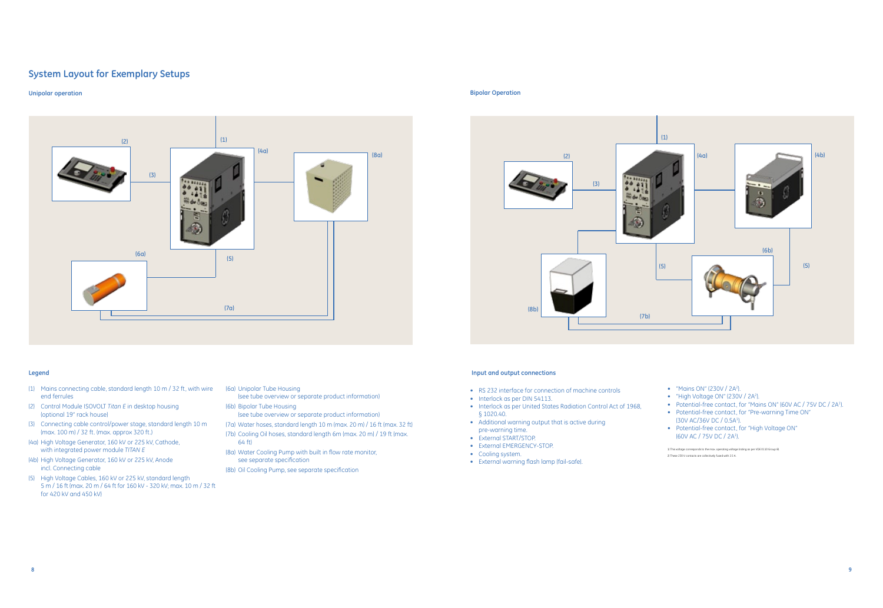## System Layout for Exemplary Setups

### Unipolar operation

(1) (2) (3) (4a) (5) (6a) (7a) (8a)

### Bipolar Operation

(1) (2) (3) (4a) (4b) (5) (6b) (7b) (8b)

### Legend

- (1) Mains connecting cable, standard length 10 m / 32 ft, with wire end ferrules
- (2) Control Module ISOVOLT *Titan E* in desktop housing (optional 19" rack house)
- (3) Connecting cable control/power stage, standard length 10 m (max. 100 m) / 32 ft. (max. approx 320 ft.)
- (4a) High Voltage Generator, 160 kV or 225 kV, Cathode, with integrated power module *TITAN E*
- (4b) High Voltage Generator, 160 kV or 225 kV, Anode incl. Connecting cable
- (5) High Voltage Cables, 160 kV or 225 kV, standard length 5 m / 16 ft (max. 20 m / 64 ft for 160 kV - 320 kV, max. 10 m / 32 ft for 420 kV and 450 kV)
- (6a) Unipolar Tube Housing (see tube overview or separate product information)
- (6b) Bipolar Tube Housing (see tube overview or separate product information)
- (7a) Water hoses, standard length 10 m (max. 20 m) / 16 ft (max. 32 ft)
- (7b) Cooling Oil hoses, standard length 6m (max. 20 m) / 19 ft (max. 64 ft)
- (8a) Water Cooling Pump with built in flow rate monitor, see separate specification
- (8b) Oil Cooling Pump, see separate specification

### Input and output connections

- RS 232 interface for connection of machine controls
- Interlock as per DIN 54113.
- Interlock as per United States Radiation Control Act of 1968, § 1020.40.
- Additional warning output that is active during pre-warning time.
- External START/STOP.
- External EMERGENCY-STOP.
- Cooling system.
- External warning flash lamp (fail-safe).
- "Mains ON" (230V / 2A[2]).
- "High Voltage ON" (230V / 2A[2]).
- Potential-free contact, for "Mains ON" (60V AC / 75V DC / 2A[1]).
- Potential-free contact, for "Pre-warning Time ON" (30V AC/36V DC / 0.5A[1]).
- Potential-free contact, for "High Voltage ON" (60V AC / 75V DC / 2A[1]).

1) This voltage corresponds to the max. operating voltage listing as per VDE 0110 Group B)

2) These 230 V contacts are collectively fused with 2.5 A.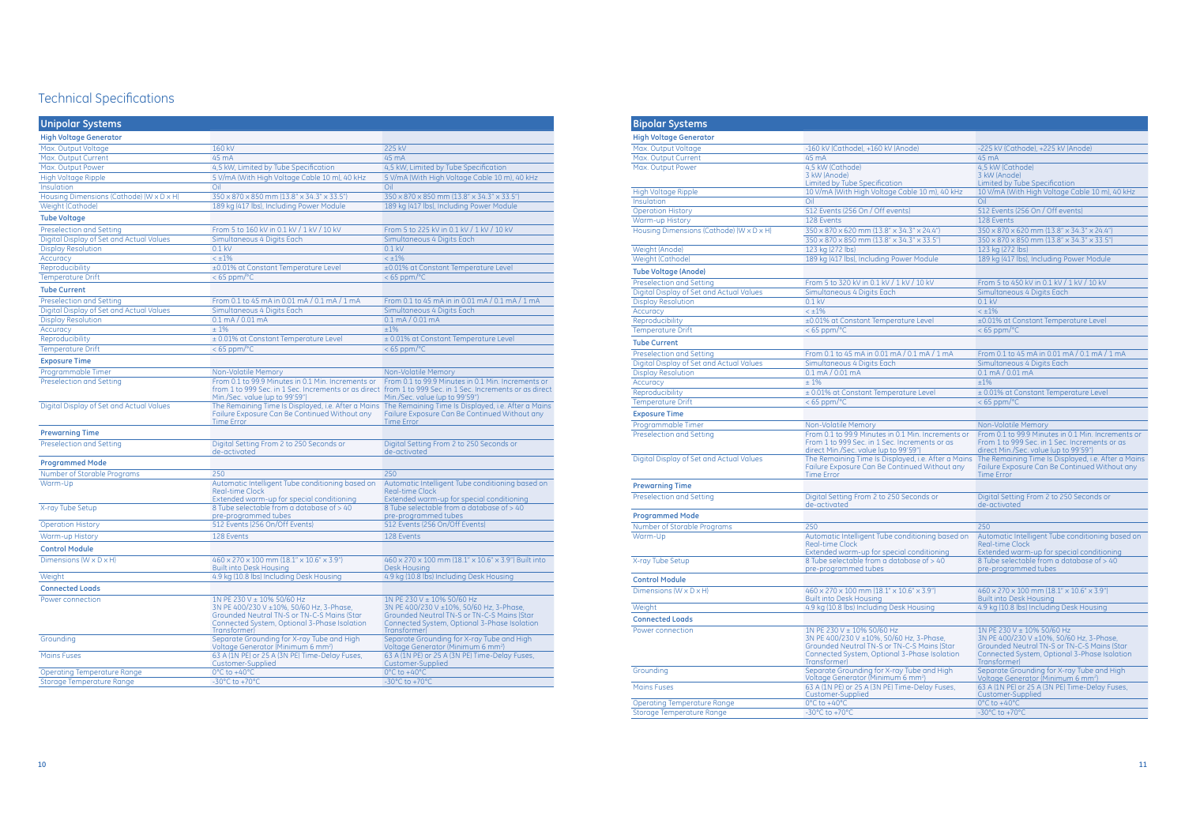# Technical Specifications

## Unipolar Systems

| | | |
|---|---|---|
| **High Voltage Generator** | | |
| Max. Output Voltage | 160 kV | 225 kV |
| Max. Output Current | 45 mA | 45 mA |
| Max. Output Power | 4,5 kW, Limited by Tube Specification | 4,5 kW, Limited by Tube Specification |
| High Voltage Ripple | 5 V/mA (With High Voltage Cable 10 m), 40 kHz | 5 V/mA (With High Voltage Cable 10 m), 40 kHz |
| Insulation | Oil | Oil |
| Housing Dimensions (Cathode) (W x D x H) | 350 x 870 x 850 mm (13.8" x 34.3" x 33.5") | 350 x 870 x 850 mm (13.8" x 34.3" x 33.5") |
| Weight (Cathode) | 189 kg (417 lbs), Including Power Module | 189 kg (417 lbs), Including Power Module |
| **Tube Voltage** | | |
| Preselection and Setting | From 5 to 160 kV in 0.1 kV / 1 kV / 10 kV | From 5 to 225 kV in 0.1 kV / 1 kV / 10 kV |
| Digital Display of Set and Actual Values | Simultaneous 4 Digits Each | Simultaneous 4 Digits Each |
| Display Resolution | 0.1 kV | 0.1 kV |
| Accuracy | < ±1% | < ±1% |
| Reproducibility | ±0.01% at Constant Temperature Level | ±0.01% at Constant Temperature Level |
| Temperature Drift | < 65 ppm/°C | < 65 ppm/°C |
| **Tube Current** | | |
| Preselection and Setting | From 0.1 to 45 mA in 0.01 mA / 0.1 mA / 1 mA | From 0.1 to 45 mA in in 0.01 mA / 0.1 mA / 1 mA |
| Digital Display of Set and Actual Values | Simultaneous 4 Digits Each | Simultaneous 4 Digits Each |
| Display Resolution | 0.1 mA / 0.01 mA | 0.1 mA / 0.01 mA |
| Accuracy | ± 1% | ±1% |
| Reproducibility | ± 0.01% at Constant Temperature Level | ± 0.01% at Constant Temperature Level |
| Temperature Drift | < 65 ppm/°C | < 65 ppm/°C |
| **Exposure Time** | | |
| Programmable Timer | Non-Volatile Memory | Non-Volatile Memory |
| Preselection and Setting | From 0.1 to 99.9 Minutes in 0.1 Min. Increments or from 1 to 999 Sec. in 1 Sec. Increments or as direct Min./Sec. value (up to 99'59") | From 0.1 to 99.9 Minutes in 0.1 Min. Increments or from 1 to 999 Sec. in 1 Sec. Increments or as direct Min./Sec. value (up to 99'59") |
| Digital Display of Set and Actual Values | The Remaining Time Is Displayed, i.e. After a Mains Failure Exposure Can Be Continued Without any Time Error | The Remaining Time Is Displayed, i.e. After a Mains Failure Exposure Can Be Continued Without any Time Error |
| **Prewarning Time** | | |
| Preselection and Setting | Digital Setting From 2 to 250 Seconds or de-activated | Digital Setting From 2 to 250 Seconds or de-activated |
| **Programmed Mode** | | |
| Number of Storable Programs | 250 | 250 |
| Warm-Up | Automatic Intelligent Tube conditioning based on Real-time Clock<br>Extended warm-up for special conditioning | Automatic Intelligent Tube conditioning based on Real-time Clock<br>Extended warm-up for special conditioning |
| X-ray Tube Setup | 8 Tube selectable from a database of > 40 pre-programmed tubes | 8 Tube selectable from a database of > 40 pre-programmed tubes |
| Operation History | 512 Events (256 On/Off Events) | 512 Events (256 On/Off Events) |
| Warm-up History | 128 Events | 128 Events |
| **Control Module** | | |
| Dimensions (W x D x H) | 460 x 270 x 100 mm (18.1" x 10.6" x 3.9")<br>Built into Desk Housing | 460 x 270 x 100 mm (18.1" x 10.6" x 3.9") Built into Desk Housing |
| Weight | 4.9 kg (10.8 lbs) Including Desk Housing | 4.9 kg (10.8 lbs) Including Desk Housing |
| **Connected Loads** | | |
| Power connection | 1N PE 230 V ± 10% 50/60 Hz<br>3N PE 400/230 V ±10%, 50/60 Hz, 3-Phase, Grounded Neutral TN-S or TN-C-S Mains (Star Connected System, Optional 3-Phase Isolation Transformer) | 1N PE 230 V ± 10% 50/60 Hz<br>3N PE 400/230 V ±10%, 50/60 Hz, 3-Phase, Grounded Neutral TN-S or TN-C-S Mains (Star Connected System, Optional 3-Phase Isolation Transformer) |
| Grounding | Separate Grounding for X-ray Tube and High Voltage Generator (Minimum 6 mm²) | Separate Grounding for X-ray Tube and High Voltage Generator (Minimum 6 mm²) |
| Mains Fuses | 63 A (1N PE) or 25 A (3N PE) Time-Delay Fuses, Customer-Supplied | 63 A (1N PE) or 25 A (3N PE) Time-Delay Fuses, Customer-Supplied |
| Operating Temperature Range | 0°C to +40°C | 0°C to +40°C |
| Storage Temperature Range | -30°C to +70°C | -30°C to +70°C |

## Bipolar Systems

| | | |
|---|---|---|
| **High Voltage Generator** | | |
| Max. Output Voltage | -160 kV (Cathode), +160 kV (Anode) | -225 kV (Cathode), +225 kV (Anode) |
| Max. Output Current | 45 mA | 45 mA |
| Max. Output Power | 4,5 kW (Cathode)<br>3 kW (Anode)<br>Limited by Tube Specification | 4,5 kW (Cathode)<br>3 kW (Anode)<br>Limited by Tube Specification |
| High Voltage Ripple | 10 V/mA (With High Voltage Cable 10 m), 40 kHz | 10 V/mA (With High Voltage Cable 10 m), 40 kHz |
| Insulation | Oil | Oil |
| Operation History | 512 Events (256 On / Off events) | 512 Events (256 On / Off events) |
| Warm-up History | 128 Events | 128 Events |
| Housing Dimensions (Cathode) (W x D x H) | 350 x 870 x 620 mm (13.8" x 34.3" x 24.4")<br>350 x 870 x 850 mm (13.8" x 34.3" x 33.5") | 350 x 870 x 620 mm (13.8" x 34.3" x 24.4")<br>350 x 870 x 850 mm (13.8" x 34.3" x 33.5") |
| Weight (Anode) | 123 kg (272 lbs) | 123 kg (272 lbs) |
| Weight (Cathode) | 189 kg (417 lbs), Including Power Module | 189 kg (417 lbs), Including Power Module |
| **Tube Voltage (Anode)** | | |
| Preselection and Setting | From 5 to 320 kV in 0.1 kV / 1 kV / 10 kV | From 5 to 450 kV in 0.1 kV / 1 kV / 10 kV |
| Digital Display of Set and Actual Values | Simultaneous 4 Digits Each | Simultaneous 4 Digits Each |
| Display Resolution | 0.1 kV | 0.1 kV |
| Accuracy | < ±1% | < ±1% |
| Reproducibility | ±0.01% at Constant Temperature Level | ±0.01% at Constant Temperature Level |
| Temperature Drift | < 65 ppm/°C | < 65 ppm/°C |
| **Tube Current** | | |
| Preselection and Setting | From 0.1 to 45 mA in 0.01 mA / 0.1 mA / 1 mA | From 0.1 to 45 mA in 0.01 mA / 0.1 mA / 1 mA |
| Digital Display of Set and Actual Values | Simultaneous 4 Digits Each | Simultaneous 4 Digits Each |
| Display Resolution | 0.1 mA / 0.01 mA | 0.1 mA / 0.01 mA |
| Accuracy | ± 1% | ±1% |
| Reproducibility | ± 0.01% at Constant Temperature Level | ± 0.01% at Constant Temperature Level |
| Temperature Drift | < 65 ppm/°C | < 65 ppm/°C |
| **Exposure Time** | | |
| Programmable Timer | Non-Volatile Memory | Non-Volatile Memory |
| Preselection and Setting | From 0.1 to 99.9 Minutes in 0.1 Min. Increments or From 1 to 999 Sec. in 1 Sec. Increments or as direct Min./Sec. value (up to 99'59") | From 0.1 to 99.9 Minutes in 0.1 Min. Increments or From 1 to 999 Sec. in 1 Sec. Increments or as direct Min./Sec. value (up to 99'59") |
| Digital Display of Set and Actual Values | The Remaining Time Is Displayed, i.e. After a Mains Failure Exposure Can Be Continued Without any Time Error | The Remaining Time Is Displayed, i.e. After a Mains Failure Exposure Can Be Continued Without any Time Error |
| **Prewarning Time** | | |
| Preselection and Setting | Digital Setting From 2 to 250 Seconds or de-activated | Digital Setting From 2 to 250 Seconds or de-activated |
| **Programmed Mode** | | |
| Number of Storable Programs | 250 | 250 |
| Warm-Up | Automatic Intelligent Tube conditioning based on Real-time Clock<br>Extended warm-up for special conditioning | Automatic Intelligent Tube conditioning based on Real-time Clock<br>Extended warm-up for special conditioning |
| X-ray Tube Setup | 8 Tube selectable from a database of > 40 pre-programmed tubes | 8 Tube selectable from a database of > 40 pre-programmed tubes |
| **Control Module** | | |
| Dimensions (W x D x H) | 460 x 270 x 100 mm (18.1" x 10.6" x 3.9")<br>Built into Desk Housing | 460 x 270 x 100 mm (18.1" x 10.6" x 3.9")<br>Built into Desk Housing |
| Weight | 4.9 kg (10.8 lbs) Including Desk Housing | 4.9 kg (10.8 lbs) Including Desk Housing |
| **Connected Loads** | | |
| Power connection | 1N PE 230 V ± 10% 50/60 Hz<br>3N PE 400/230 V ±10%, 50/60 Hz, 3-Phase, Grounded Neutral TN-S or TN-C-S Mains (Star Connected System, Optional 3-Phase Isolation Transformer) | 1N PE 230 V ± 10% 50/60 Hz<br>3N PE 400/230 V ±10%, 50/60 Hz, 3-Phase, Grounded Neutral TN-S or TN-C-S Mains (Star Connected System, Optional 3-Phase Isolation Transformer) |
| Grounding | Separate Grounding for X-ray Tube and High Voltage Generator (Minimum 6 mm²) | Separate Grounding for X-ray Tube and High Voltage Generator (Minimum 6 mm²) |
| Mains Fuses | 63 A (1N PE) or 25 A (3N PE) Time-Delay Fuses, Customer-Supplied | 63 A (1N PE) or 25 A (3N PE) Time-Delay Fuses, Customer-Supplied |
| Operating Temperature Range | 0°C to +40°C | 0°C to +40°C |
| Storage Temperature Range | -30°C to +70°C | -30°C to +70°C |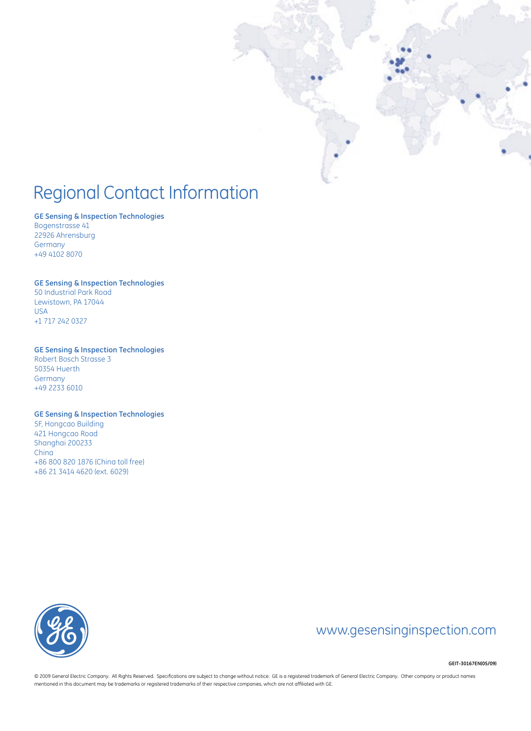# Regional Contact Information

**GE Sensing & Inspection Technologies**
Bogenstrasse 41
22926 Ahrensburg
Germany
+49 4102 8070

**GE Sensing & Inspection Technologies**
50 Industrial Park Road
Lewistown, PA 17044
USA
+1 717 242 0327

**GE Sensing & Inspection Technologies**
Robert Bosch Strasse 3
50354 Huerth
Germany
+49 2233 6010

**GE Sensing & Inspection Technologies**
5F, Hongcao Building
421 Hongcao Road
Shanghai 200233
China
+86 800 820 1876 (China toll free)
+86 21 3414 4620 (ext. 6029)

www.gesensinginspection.com

GEIT-30167EN(05/09)

© 2009 General Electric Company. All Rights Reserved. Specifications are subject to change without notice. GE is a registered trademark of General Electric Company. Other company or product names mentioned in this document may be trademarks or registered trademarks of their respective companies, which are not affiliated with GE.